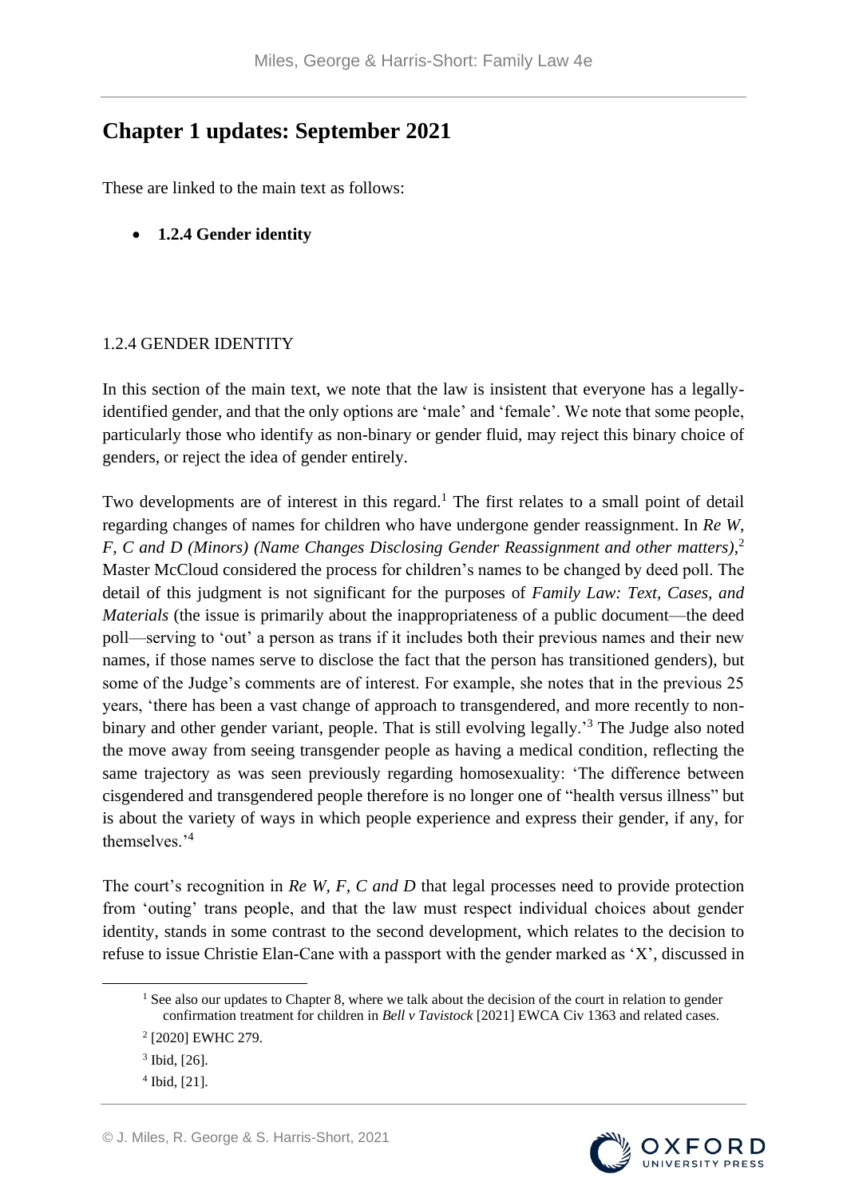# Chapter 1 updates: September 2021

These are linked to the main text as follows:

- **1.2.4 Gender identity**

1.2.4 GENDER IDENTITY

In this section of the main text, we note that the law is insistent that everyone has a legally-identified gender, and that the only options are 'male' and 'female'. We note that some people, particularly those who identify as non-binary or gender fluid, may reject this binary choice of genders, or reject the idea of gender entirely.

Two developments are of interest in this regard.[1] The first relates to a small point of detail regarding changes of names for children who have undergone gender reassignment. In *Re W, F, C and D (Minors) (Name Changes Disclosing Gender Reassignment and other matters)*,[2] Master McCloud considered the process for children's names to be changed by deed poll. The detail of this judgment is not significant for the purposes of *Family Law: Text, Cases, and Materials* (the issue is primarily about the inappropriateness of a public document—the deed poll—serving to 'out' a person as trans if it includes both their previous names and their new names, if those names serve to disclose the fact that the person has transitioned genders), but some of the Judge's comments are of interest. For example, she notes that in the previous 25 years, 'there has been a vast change of approach to transgendered, and more recently to non-binary and other gender variant, people. That is still evolving legally.'[3] The Judge also noted the move away from seeing transgender people as having a medical condition, reflecting the same trajectory as was seen previously regarding homosexuality: 'The difference between cisgendered and transgendered people therefore is no longer one of "health versus illness" but is about the variety of ways in which people experience and express their gender, if any, for themselves.'[4]

The court's recognition in *Re W, F, C and D* that legal processes need to provide protection from 'outing' trans people, and that the law must respect individual choices about gender identity, stands in some contrast to the second development, which relates to the decision to refuse to issue Christie Elan-Cane with a passport with the gender marked as 'X', discussed in

[1] See also our updates to Chapter 8, where we talk about the decision of the court in relation to gender confirmation treatment for children in *Bell v Tavistock* [2021] EWCA Civ 1363 and related cases.

[2] [2020] EWHC 279.

[3] Ibid, [26].

[4] Ibid, [21].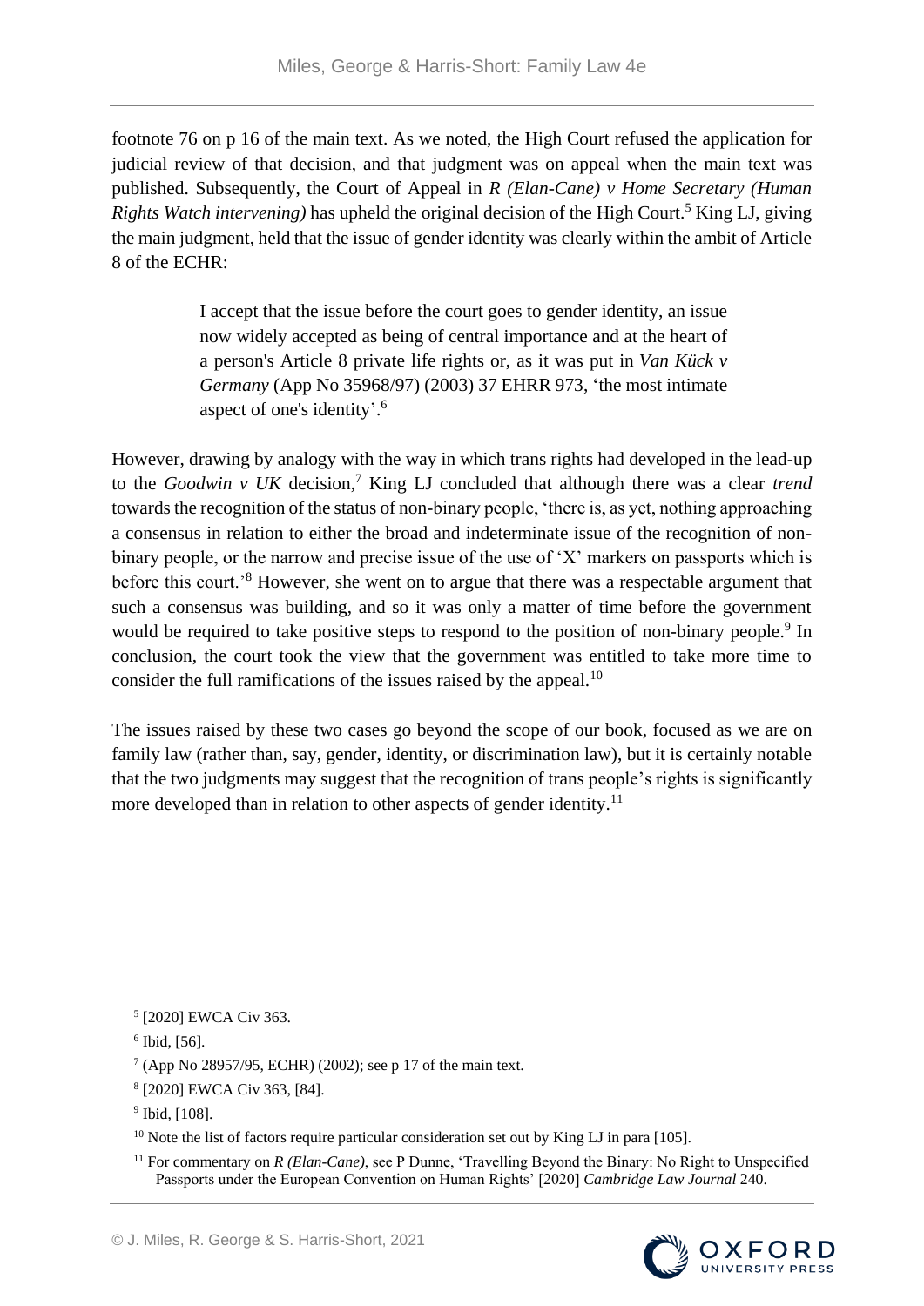footnote 76 on p 16 of the main text. As we noted, the High Court refused the application for judicial review of that decision, and that judgment was on appeal when the main text was published. Subsequently, the Court of Appeal in *R (Elan-Cane) v Home Secretary (Human Rights Watch intervening)* has upheld the original decision of the High Court.[5] King LJ, giving the main judgment, held that the issue of gender identity was clearly within the ambit of Article 8 of the ECHR:

> I accept that the issue before the court goes to gender identity, an issue now widely accepted as being of central importance and at the heart of a person's Article 8 private life rights or, as it was put in *Van Kück v Germany* (App No 35968/97) (2003) 37 EHRR 973, 'the most intimate aspect of one's identity'.[6]

However, drawing by analogy with the way in which trans rights had developed in the lead-up to the *Goodwin v UK* decision,[7] King LJ concluded that although there was a clear *trend* towards the recognition of the status of non-binary people, 'there is, as yet, nothing approaching a consensus in relation to either the broad and indeterminate issue of the recognition of non-binary people, or the narrow and precise issue of the use of 'X' markers on passports which is before this court.'[8] However, she went on to argue that there was a respectable argument that such a consensus was building, and so it was only a matter of time before the government would be required to take positive steps to respond to the position of non-binary people.[9] In conclusion, the court took the view that the government was entitled to take more time to consider the full ramifications of the issues raised by the appeal.[10]

The issues raised by these two cases go beyond the scope of our book, focused as we are on family law (rather than, say, gender, identity, or discrimination law), but it is certainly notable that the two judgments may suggest that the recognition of trans people's rights is significantly more developed than in relation to other aspects of gender identity.[11]

[5] [2020] EWCA Civ 363.

[6] Ibid, [56].

[7] (App No 28957/95, ECHR) (2002); see p 17 of the main text.

[8] [2020] EWCA Civ 363, [84].

[9] Ibid, [108].

[10] Note the list of factors require particular consideration set out by King LJ in para [105].

[11] For commentary on *R (Elan-Cane)*, see P Dunne, 'Travelling Beyond the Binary: No Right to Unspecified Passports under the European Convention on Human Rights' [2020] *Cambridge Law Journal* 240.